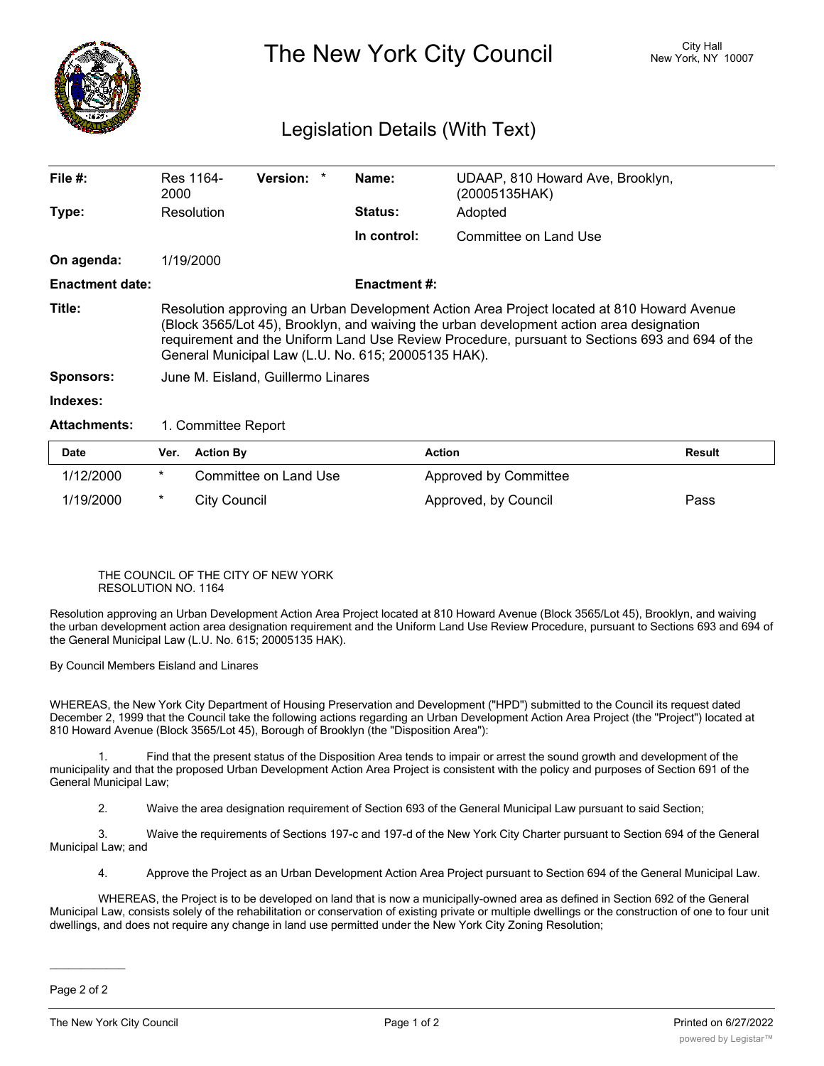# The New York City Council

City Hall
New York, NY 10007

## Legislation Details (With Text)

| | | | | | |
|---|---|---|---|---|---|
| **File #:** | Res 1164-2000 | **Version:** | * | **Name:** | UDAAP, 810 Howard Ave, Brooklyn, (20005135HAK) |
| **Type:** | Resolution | | | **Status:** | Adopted |
| | | | | **In control:** | Committee on Land Use |
| **On agenda:** | 1/19/2000 | | | | |
| **Enactment date:** | | | | **Enactment #:** | |

**Title:** Resolution approving an Urban Development Action Area Project located at 810 Howard Avenue (Block 3565/Lot 45), Brooklyn, and waiving the urban development action area designation requirement and the Uniform Land Use Review Procedure, pursuant to Sections 693 and 694 of the General Municipal Law (L.U. No. 615; 20005135 HAK).

**Sponsors:** June M. Eisland, Guillermo Linares

**Indexes:**

**Attachments:** 1. Committee Report

| Date | Ver. | Action By | Action | Result |
|---|---|---|---|---|
| 1/12/2000 | * | Committee on Land Use | Approved by Committee | |
| 1/19/2000 | * | City Council | Approved, by Council | Pass |

THE COUNCIL OF THE CITY OF NEW YORK
RESOLUTION NO. 1164

Resolution approving an Urban Development Action Area Project located at 810 Howard Avenue (Block 3565/Lot 45), Brooklyn, and waiving the urban development action area designation requirement and the Uniform Land Use Review Procedure, pursuant to Sections 693 and 694 of the General Municipal Law (L.U. No. 615; 20005135 HAK).

By Council Members Eisland and Linares

WHEREAS, the New York City Department of Housing Preservation and Development ("HPD") submitted to the Council its request dated December 2, 1999 that the Council take the following actions regarding an Urban Development Action Area Project (the "Project") located at 810 Howard Avenue (Block 3565/Lot 45), Borough of Brooklyn (the "Disposition Area"):

1. Find that the present status of the Disposition Area tends to impair or arrest the sound growth and development of the municipality and that the proposed Urban Development Action Area Project is consistent with the policy and purposes of Section 691 of the General Municipal Law;

2. Waive the area designation requirement of Section 693 of the General Municipal Law pursuant to said Section;

3. Waive the requirements of Sections 197-c and 197-d of the New York City Charter pursuant to Section 694 of the General Municipal Law; and

4. Approve the Project as an Urban Development Action Area Project pursuant to Section 694 of the General Municipal Law.

WHEREAS, the Project is to be developed on land that is now a municipally-owned area as defined in Section 692 of the General Municipal Law, consists solely of the rehabilitation or conservation of existing private or multiple dwellings or the construction of one to four unit dwellings, and does not require any change in land use permitted under the New York City Zoning Resolution;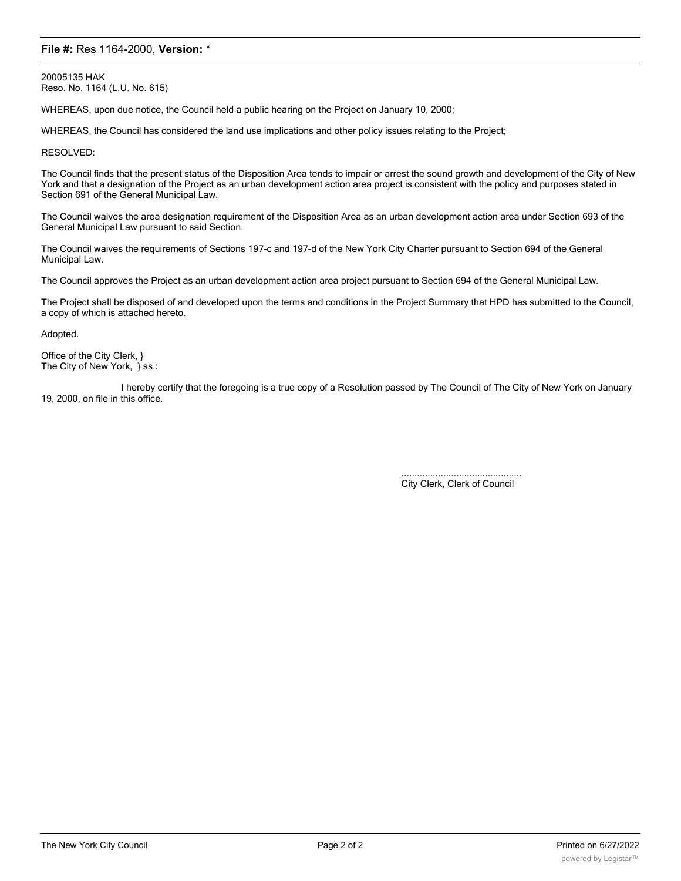20005135 HAK
Reso. No. 1164 (L.U. No. 615)

WHEREAS, upon due notice, the Council held a public hearing on the Project on January 10, 2000;

WHEREAS, the Council has considered the land use implications and other policy issues relating to the Project;

RESOLVED:

The Council finds that the present status of the Disposition Area tends to impair or arrest the sound growth and development of the City of New York and that a designation of the Project as an urban development action area project is consistent with the policy and purposes stated in Section 691 of the General Municipal Law.

The Council waives the area designation requirement of the Disposition Area as an urban development action area under Section 693 of the General Municipal Law pursuant to said Section.

The Council waives the requirements of Sections 197-c and 197-d of the New York City Charter pursuant to Section 694 of the General Municipal Law.

The Council approves the Project as an urban development action area project pursuant to Section 694 of the General Municipal Law.

The Project shall be disposed of and developed upon the terms and conditions in the Project Summary that HPD has submitted to the Council, a copy of which is attached hereto.

Adopted.

Office of the City Clerk, }
The City of New York, } ss.:

I hereby certify that the foregoing is a true copy of a Resolution passed by The Council of The City of New York on January 19, 2000, on file in this office.

..............................................
City Clerk, Clerk of Council